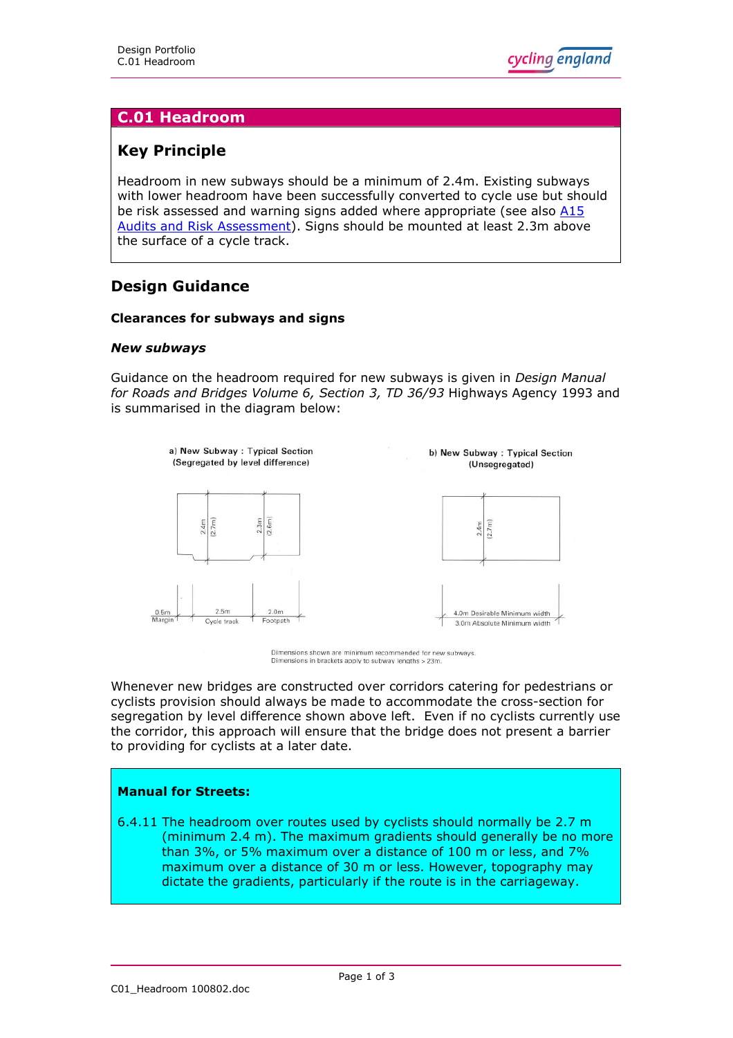# C.01 Headroom

## Key Principle

Headroom in new subways should be a minimum of 2.4m. Existing subways with lower headroom have been successfully converted to cycle use but should be risk assessed and warning signs added where appropriate (see also A15 Audits and Risk Assessment). Signs should be mounted at least 2.3m above the surface of a cycle track.

## Design Guidance

### Clearances for subways and signs

#### *New subways*

Guidance on the headroom required for new subways is given in *Design Manual for Roads and Bridges Volume 6, Section 3, TD 36/93* Highways Agency 1993 and is summarised in the diagram below:

a) New Subway : Typical Section
(Segregated by level difference)

2.4m
(2.7m)

2.3m
(2.6m)

0.5m
Margin

2.5m
Cycle track

2.0m
Footpath

b) New Subway : Typical Section
(Unsegregated)

2.4m
(2.7m)

4.0m Desirable Minimum width
3.0m Absolute Minimum width

Dimensions shown are minimum recommended for new subways.
Dimensions in brackets apply to subway lengths > 23m.

Whenever new bridges are constructed over corridors catering for pedestrians or cyclists provision should always be made to accommodate the cross-section for segregation by level difference shown above left. Even if no cyclists currently use the corridor, this approach will ensure that the bridge does not present a barrier to providing for cyclists at a later date.

**Manual for Streets:**

6.4.11 The headroom over routes used by cyclists should normally be 2.7 m (minimum 2.4 m). The maximum gradients should generally be no more than 3%, or 5% maximum over a distance of 100 m or less, and 7% maximum over a distance of 30 m or less. However, topography may dictate the gradients, particularly if the route is in the carriageway.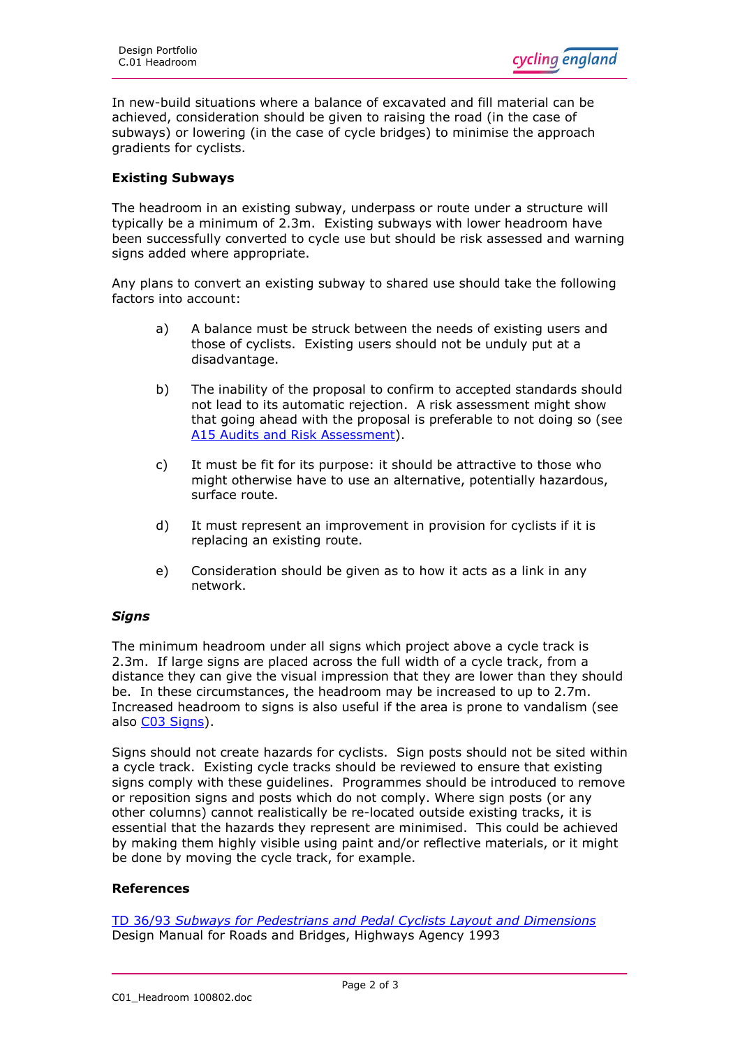In new-build situations where a balance of excavated and fill material can be achieved, consideration should be given to raising the road (in the case of subways) or lowering (in the case of cycle bridges) to minimise the approach gradients for cyclists.

**Existing Subways**

The headroom in an existing subway, underpass or route under a structure will typically be a minimum of 2.3m. Existing subways with lower headroom have been successfully converted to cycle use but should be risk assessed and warning signs added where appropriate.

Any plans to convert an existing subway to shared use should take the following factors into account:

a) A balance must be struck between the needs of existing users and those of cyclists. Existing users should not be unduly put at a disadvantage.

b) The inability of the proposal to confirm to accepted standards should not lead to its automatic rejection. A risk assessment might show that going ahead with the proposal is preferable to not doing so (see A15 Audits and Risk Assessment).

c) It must be fit for its purpose: it should be attractive to those who might otherwise have to use an alternative, potentially hazardous, surface route.

d) It must represent an improvement in provision for cyclists if it is replacing an existing route.

e) Consideration should be given as to how it acts as a link in any network.

***Signs***

The minimum headroom under all signs which project above a cycle track is 2.3m. If large signs are placed across the full width of a cycle track, from a distance they can give the visual impression that they are lower than they should be. In these circumstances, the headroom may be increased to up to 2.7m. Increased headroom to signs is also useful if the area is prone to vandalism (see also C03 Signs).

Signs should not create hazards for cyclists. Sign posts should not be sited within a cycle track. Existing cycle tracks should be reviewed to ensure that existing signs comply with these guidelines. Programmes should be introduced to remove or reposition signs and posts which do not comply. Where sign posts (or any other columns) cannot realistically be re-located outside existing tracks, it is essential that the hazards they represent are minimised. This could be achieved by making them highly visible using paint and/or reflective materials, or it might be done by moving the cycle track, for example.

**References**

TD 36/93 *Subways for Pedestrians and Pedal Cyclists Layout and Dimensions*
Design Manual for Roads and Bridges, Highways Agency 1993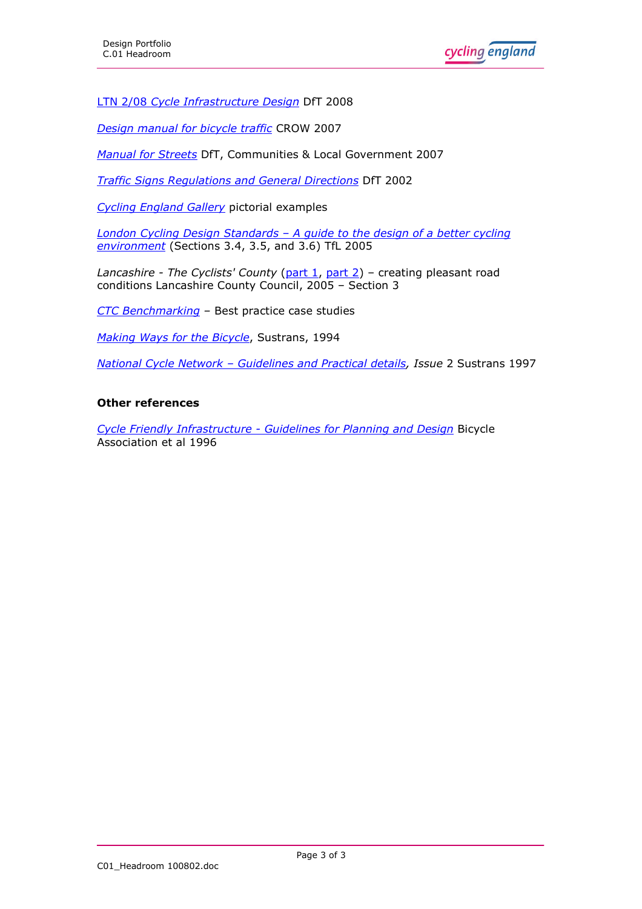LTN 2/08 *Cycle Infrastructure Design* DfT 2008

*Design manual for bicycle traffic* CROW 2007

*Manual for Streets* DfT, Communities & Local Government 2007

*Traffic Signs Regulations and General Directions* DfT 2002

*Cycling England Gallery* pictorial examples

*London Cycling Design Standards – A guide to the design of a better cycling environment* (Sections 3.4, 3.5, and 3.6) TfL 2005

*Lancashire - The Cyclists' County* (part 1, part 2) – creating pleasant road conditions Lancashire County Council, 2005 – Section 3

*CTC Benchmarking* – Best practice case studies

*Making Ways for the Bicycle*, Sustrans, 1994

*National Cycle Network – Guidelines and Practical details, Issue* 2 Sustrans 1997

**Other references**

*Cycle Friendly Infrastructure - Guidelines for Planning and Design* Bicycle Association et al 1996